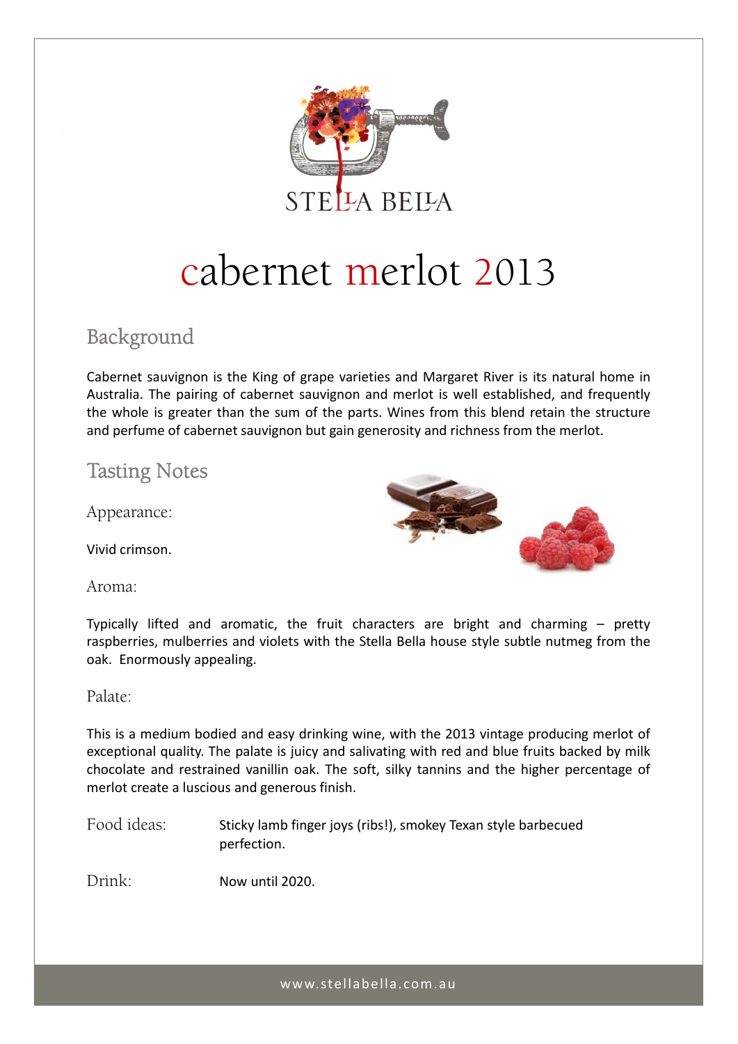STELLA BELLA

# cabernet merlot 2013

## Background

Cabernet sauvignon is the King of grape varieties and Margaret River is its natural home in Australia. The pairing of cabernet sauvignon and merlot is well established, and frequently the whole is greater than the sum of the parts. Wines from this blend retain the structure and perfume of cabernet sauvignon but gain generosity and richness from the merlot.

## Tasting Notes

### Appearance:

Vivid crimson.

### Aroma:

Typically lifted and aromatic, the fruit characters are bright and charming – pretty raspberries, mulberries and violets with the Stella Bella house style subtle nutmeg from the oak.  Enormously appealing.

### Palate:

This is a medium bodied and easy drinking wine, with the 2013 vintage producing merlot of exceptional quality. The palate is juicy and salivating with red and blue fruits backed by milk chocolate and restrained vanillin oak. The soft, silky tannins and the higher percentage of merlot create a luscious and generous finish.

**Food ideas:** Sticky lamb finger joys (ribs!), smokey Texan style barbecued perfection.

**Drink:** Now until 2020.

www.stellabella.com.au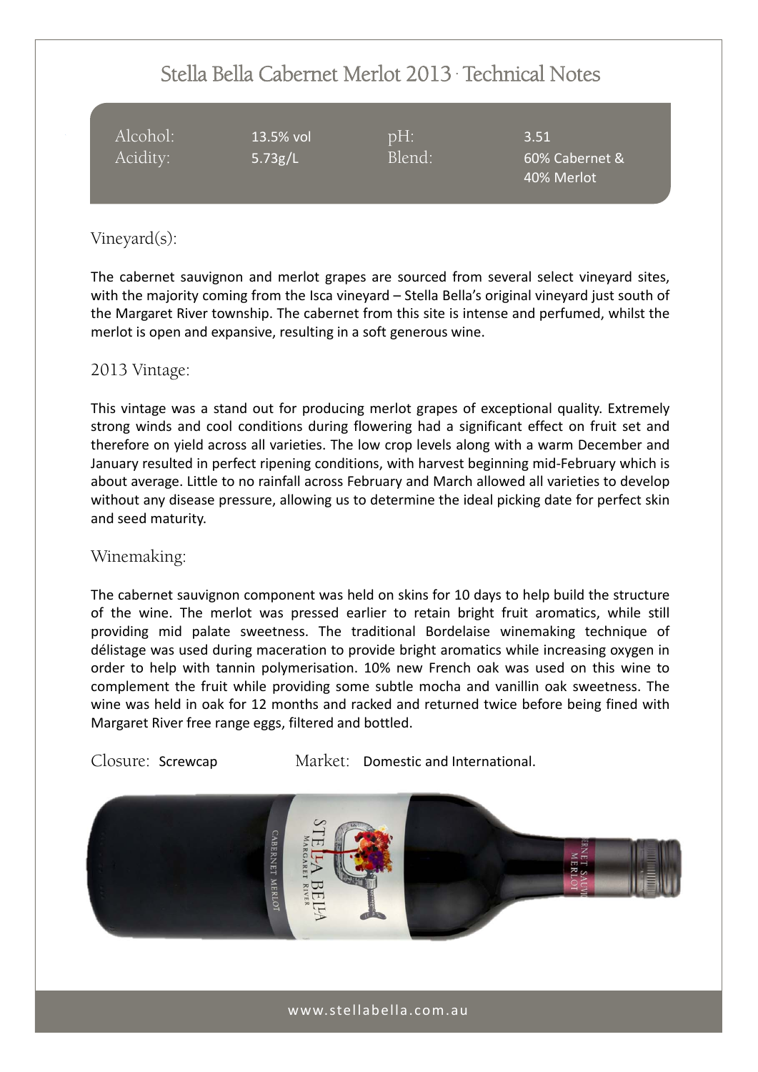# Stella Bella Cabernet Merlot 2013 · Technical Notes

| | | | |
|---|---|---|---|
| Alcohol: | 13.5% vol | pH: | 3.51 |
| Acidity: | 5.73g/L | Blend: | 60% Cabernet & 40% Merlot |

## Vineyard(s):

The cabernet sauvignon and merlot grapes are sourced from several select vineyard sites, with the majority coming from the Isca vineyard – Stella Bella's original vineyard just south of the Margaret River township. The cabernet from this site is intense and perfumed, whilst the merlot is open and expansive, resulting in a soft generous wine.

## 2013 Vintage:

This vintage was a stand out for producing merlot grapes of exceptional quality. Extremely strong winds and cool conditions during flowering had a significant effect on fruit set and therefore on yield across all varieties. The low crop levels along with a warm December and January resulted in perfect ripening conditions, with harvest beginning mid-February which is about average. Little to no rainfall across February and March allowed all varieties to develop without any disease pressure, allowing us to determine the ideal picking date for perfect skin and seed maturity.

## Winemaking:

The cabernet sauvignon component was held on skins for 10 days to help build the structure of the wine. The merlot was pressed earlier to retain bright fruit aromatics, while still providing mid palate sweetness. The traditional Bordelaise winemaking technique of délistage was used during maceration to provide bright aromatics while increasing oxygen in order to help with tannin polymerisation. 10% new French oak was used on this wine to complement the fruit while providing some subtle mocha and vanillin oak sweetness. The wine was held in oak for 12 months and racked and returned twice before being fined with Margaret River free range eggs, filtered and bottled.

Closure: Screwcap

Market: Domestic and International.

www.stellabella.com.au